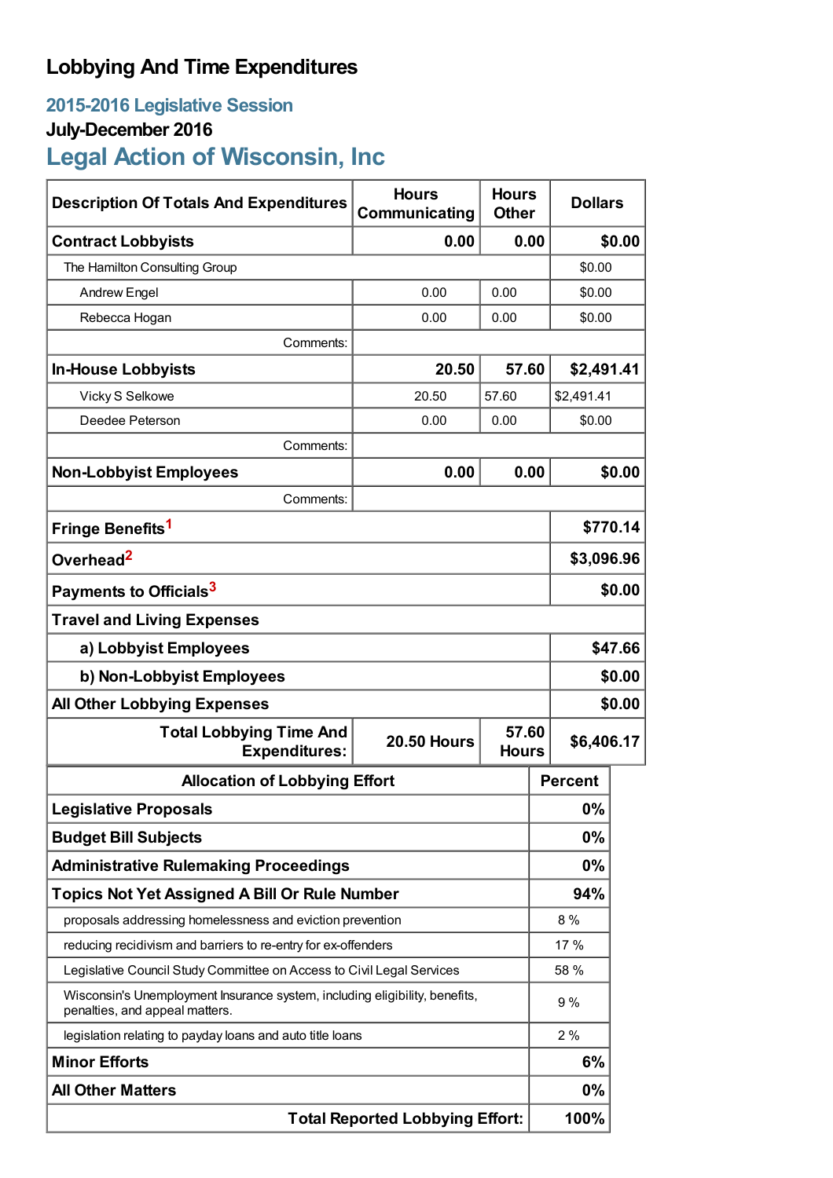# Lobbying And Time Expenditures

## 2015-2016 Legislative Session

### July-December 2016

## Legal Action of Wisconsin, Inc

| Description Of Totals And Expenditures | Hours Communicating | Hours Other | Dollars |
|---|---|---|---|
| **Contract Lobbyists** | **0.00** | **0.00** | **$0.00** |
| The Hamilton Consulting Group | | | $0.00 |
| Andrew Engel | 0.00 | 0.00 | $0.00 |
| Rebecca Hogan | 0.00 | 0.00 | $0.00 |
| Comments: | | | |
| **In-House Lobbyists** | **20.50** | **57.60** | **$2,491.41** |
| Vicky S Selkowe | 20.50 | 57.60 | $2,491.41 |
| Deedee Peterson | 0.00 | 0.00 | $0.00 |
| Comments: | | | |
| **Non-Lobbyist Employees** | **0.00** | **0.00** | **$0.00** |
| Comments: | | | |
| **Fringe Benefits**[1] | | | **$770.14** |
| **Overhead**[2] | | | **$3,096.96** |
| **Payments to Officials**[3] | | | **$0.00** |
| **Travel and Living Expenses** | | | |
| **a) Lobbyist Employees** | | | **$47.66** |
| **b) Non-Lobbyist Employees** | | | **$0.00** |
| **All Other Lobbying Expenses** | | | **$0.00** |
| **Total Lobbying Time And Expenditures:** | **20.50 Hours** | **57.60 Hours** | **$6,406.17** |

| Allocation of Lobbying Effort | Percent |
|---|---|
| **Legislative Proposals** | **0%** |
| **Budget Bill Subjects** | **0%** |
| **Administrative Rulemaking Proceedings** | **0%** |
| **Topics Not Yet Assigned A Bill Or Rule Number** | **94%** |
| proposals addressing homelessness and eviction prevention | 8 % |
| reducing recidivism and barriers to re-entry for ex-offenders | 17 % |
| Legislative Council Study Committee on Access to Civil Legal Services | 58 % |
| Wisconsin's Unemployment Insurance system, including eligibility, benefits, penalties, and appeal matters. | 9 % |
| legislation relating to payday loans and auto title loans | 2 % |
| **Minor Efforts** | **6%** |
| **All Other Matters** | **0%** |
| **Total Reported Lobbying Effort:** | **100%** |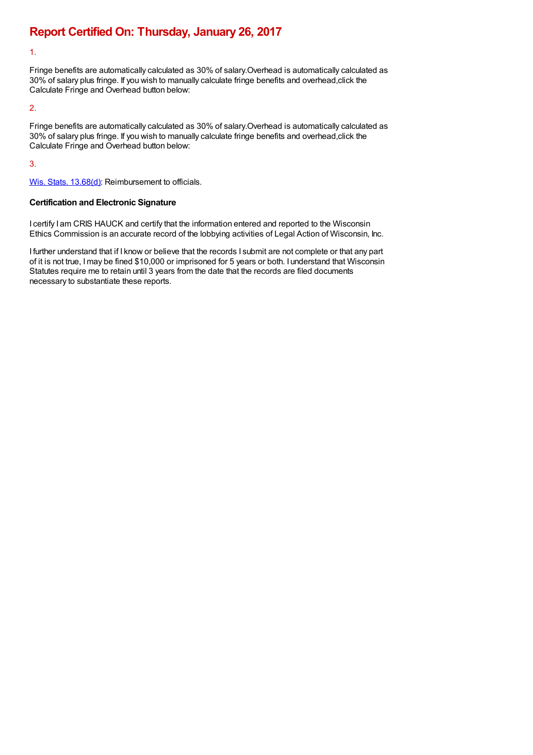# Report Certified On: Thursday, January 26, 2017

1.

Fringe benefits are automatically calculated as 30% of salary.Overhead is automatically calculated as 30% of salary plus fringe. If you wish to manually calculate fringe benefits and overhead,click the Calculate Fringe and Overhead button below:

2.

Fringe benefits are automatically calculated as 30% of salary.Overhead is automatically calculated as 30% of salary plus fringe. If you wish to manually calculate fringe benefits and overhead,click the Calculate Fringe and Overhead button below:

3.

Wis. Stats. 13.68(d): Reimbursement to officials.

**Certification and Electronic Signature**

I certify I am CRIS HAUCK and certify that the information entered and reported to the Wisconsin Ethics Commission is an accurate record of the lobbying activities of Legal Action of Wisconsin, Inc.

I further understand that if I know or believe that the records I submit are not complete or that any part of it is not true, I may be fined $10,000 or imprisoned for 5 years or both. I understand that Wisconsin Statutes require me to retain until 3 years from the date that the records are filed documents necessary to substantiate these reports.